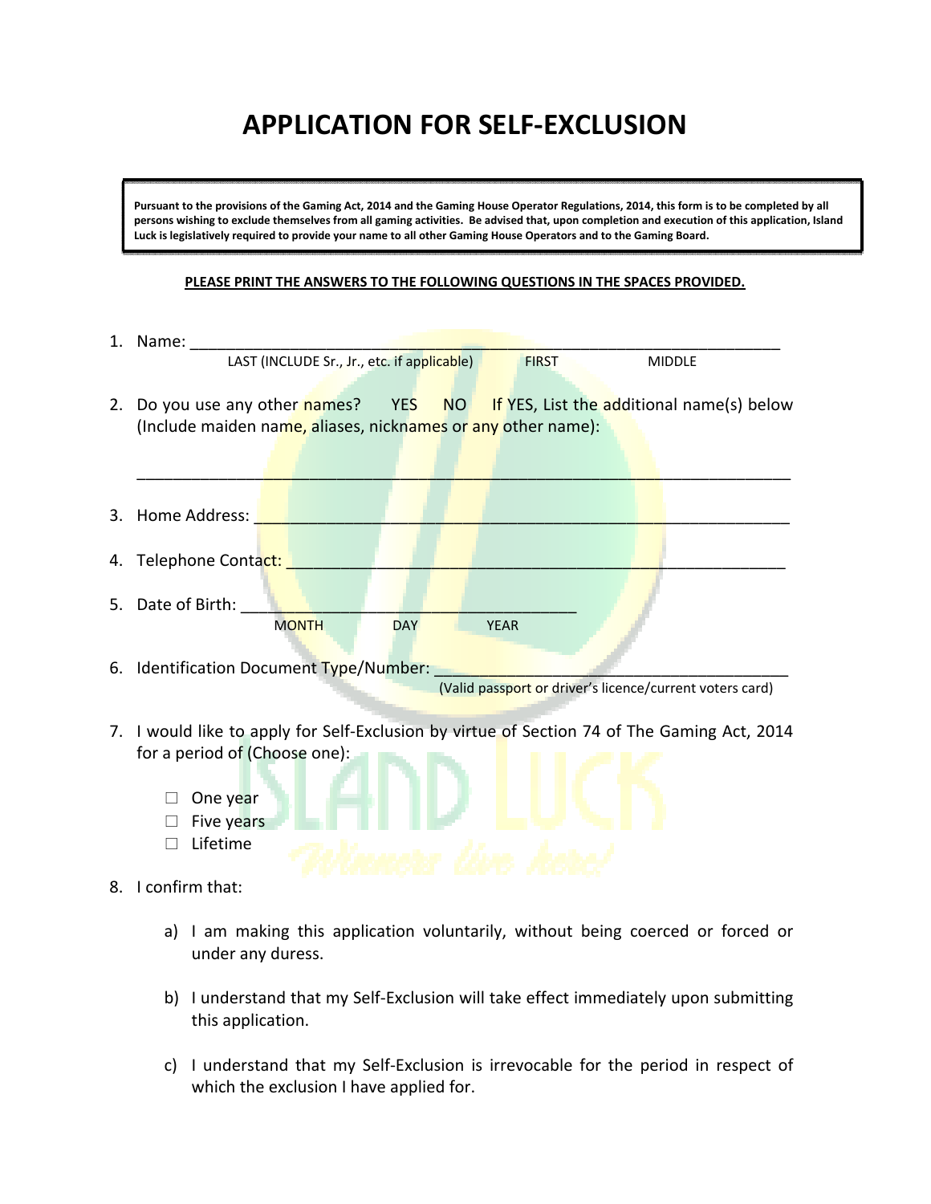# APPLICATION FOR SELF-EXCLUSION

> **Pursuant to the provisions of the Gaming Act, 2014 and the Gaming House Operator Regulations, 2014, this form is to be completed by all persons wishing to exclude themselves from all gaming activities. Be advised that, upon completion and execution of this application, Island Luck is legislatively required to provide your name to all other Gaming House Operators and to the Gaming Board.**

**PLEASE PRINT THE ANSWERS TO THE FOLLOWING QUESTIONS IN THE SPACES PROVIDED.**

1. Name: ______________________________________________________________
   LAST (INCLUDE Sr., Jr., etc. if applicable) FIRST MIDDLE

2. Do you use any other names? YES NO If YES, List the additional name(s) below (Include maiden name, aliases, nicknames or any other name):

   ______________________________________________________________

3. Home Address: ______________________________________________________________

4. Telephone Contact: ______________________________________________________________

5. Date of Birth: ______________________________________
   MONTH DAY YEAR

6. Identification Document Type/Number: ______________________________________
   (Valid passport or driver's licence/current voters card)

7. I would like to apply for Self-Exclusion by virtue of Section 74 of The Gaming Act, 2014 for a period of (Choose one):

   - ☐ One year
   - ☐ Five years
   - ☐ Lifetime

8. I confirm that:

   a) I am making this application voluntarily, without being coerced or forced or under any duress.

   b) I understand that my Self-Exclusion will take effect immediately upon submitting this application.

   c) I understand that my Self-Exclusion is irrevocable for the period in respect of which the exclusion I have applied for.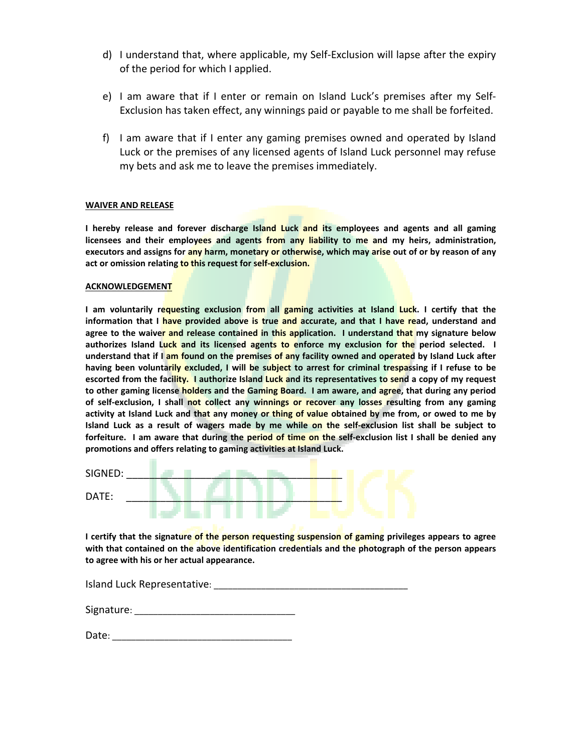d) I understand that, where applicable, my Self-Exclusion will lapse after the expiry of the period for which I applied.

e) I am aware that if I enter or remain on Island Luck's premises after my Self-Exclusion has taken effect, any winnings paid or payable to me shall be forfeited.

f) I am aware that if I enter any gaming premises owned and operated by Island Luck or the premises of any licensed agents of Island Luck personnel may refuse my bets and ask me to leave the premises immediately.

**WAIVER AND RELEASE**

**I hereby release and forever discharge Island Luck and its employees and agents and all gaming licensees and their employees and agents from any liability to me and my heirs, administration, executors and assigns for any harm, monetary or otherwise, which may arise out of or by reason of any act or omission relating to this request for self-exclusion.**

**ACKNOWLEDGEMENT**

**I am voluntarily requesting exclusion from all gaming activities at Island Luck. I certify that the information that I have provided above is true and accurate, and that I have read, understand and agree to the waiver and release contained in this application. I understand that my signature below authorizes Island Luck and its licensed agents to enforce my exclusion for the period selected. I understand that if I am found on the premises of any facility owned and operated by Island Luck after having been voluntarily excluded, I will be subject to arrest for criminal trespassing if I refuse to be escorted from the facility. I authorize Island Luck and its representatives to send a copy of my request to other gaming license holders and the Gaming Board. I am aware, and agree, that during any period of self-exclusion, I shall not collect any winnings or recover any losses resulting from any gaming activity at Island Luck and that any money or thing of value obtained by me from, or owed to me by Island Luck as a result of wagers made by me while on the self-exclusion list shall be subject to forfeiture. I am aware that during the period of time on the self-exclusion list I shall be denied any promotions and offers relating to gaming activities at Island Luck.**

SIGNED: ___________________________________

DATE: ___________________________________

**I certify that the signature of the person requesting suspension of gaming privileges appears to agree with that contained on the above identification credentials and the photograph of the person appears to agree with his or her actual appearance.**

Island Luck Representative: ___________________________________

Signature: _____________________________

Date: _________________________________